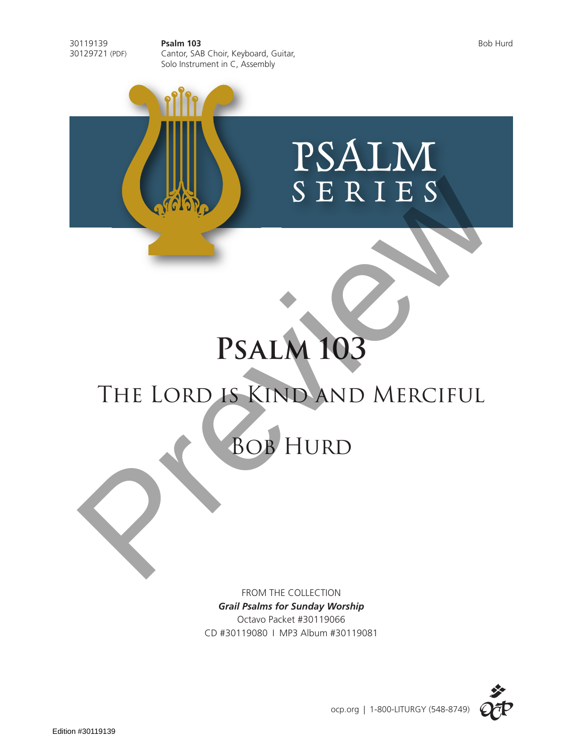30119139
30129721 (PDF)

**Psalm 103**
Cantor, SAB Choir, Keyboard, Guitar,
Solo Instrument in C, Assembly

Bob Hurd

PSALM
SERIES

# Psalm 103

## The Lord is Kind and Merciful

## Bob Hurd

FROM THE COLLECTION
***Grail Psalms for Sunday Worship***
Octavo Packet #30119066
CD #30119080 I MP3 Album #30119081

ocp.org | 1-800-LITURGY (548-8749)

Edition #30119139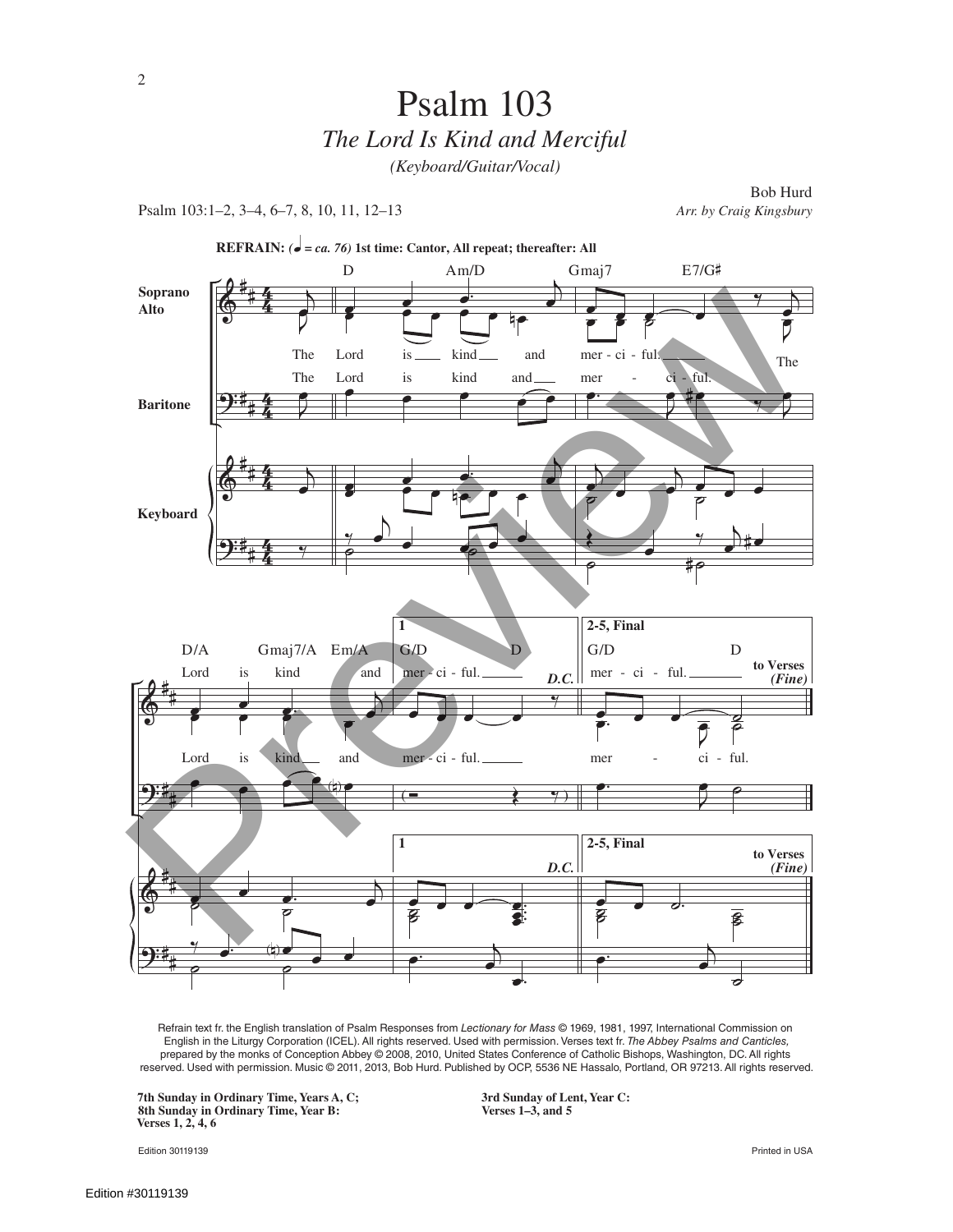# Psalm 103

## *The Lord Is Kind and Merciful*

*(Keyboard/Guitar/Vocal)*

Psalm 103:1–2, 3–4, 6–7, 8, 10, 11, 12–13

Bob Hurd
*Arr. by Craig Kingsbury*

**REFRAIN:** *(♩ = ca. 76)* **1st time: Cantor, All repeat; thereafter: All**

D Am/D Gmaj7 E7/G♯

Soprano Alto: The Lord is kind and mer - ci - ful. The

Baritone: The Lord is kind and mer - ci - ful.

D/A Gmaj7/A Em/A G/D D

Lord is kind and mer - ci - ful. *D.C.*

**2-5, Final** G/D D

mer - ci - ful. **to Verses** *(Fine)*

Baritone: Lord is kind and mer - ci - ful. mer - ci - ful.

Refrain text fr. the English translation of Psalm Responses from *Lectionary for Mass* © 1969, 1981, 1997, International Commission on English in the Liturgy Corporation (ICEL). All rights reserved. Used with permission. Verses text fr. *The Abbey Psalms and Canticles,* prepared by the monks of Conception Abbey © 2008, 2010, United States Conference of Catholic Bishops, Washington, DC. All rights reserved. Used with permission. Music © 2011, 2013, Bob Hurd. Published by OCP, 5536 NE Hassalo, Portland, OR 97213. All rights reserved.

**7th Sunday in Ordinary Time, Years A, C;**
**8th Sunday in Ordinary Time, Year B:**
**Verses 1, 2, 4, 6**

**3rd Sunday of Lent, Year C:**
**Verses 1–3, and 5**

Edition 30119139

Printed in USA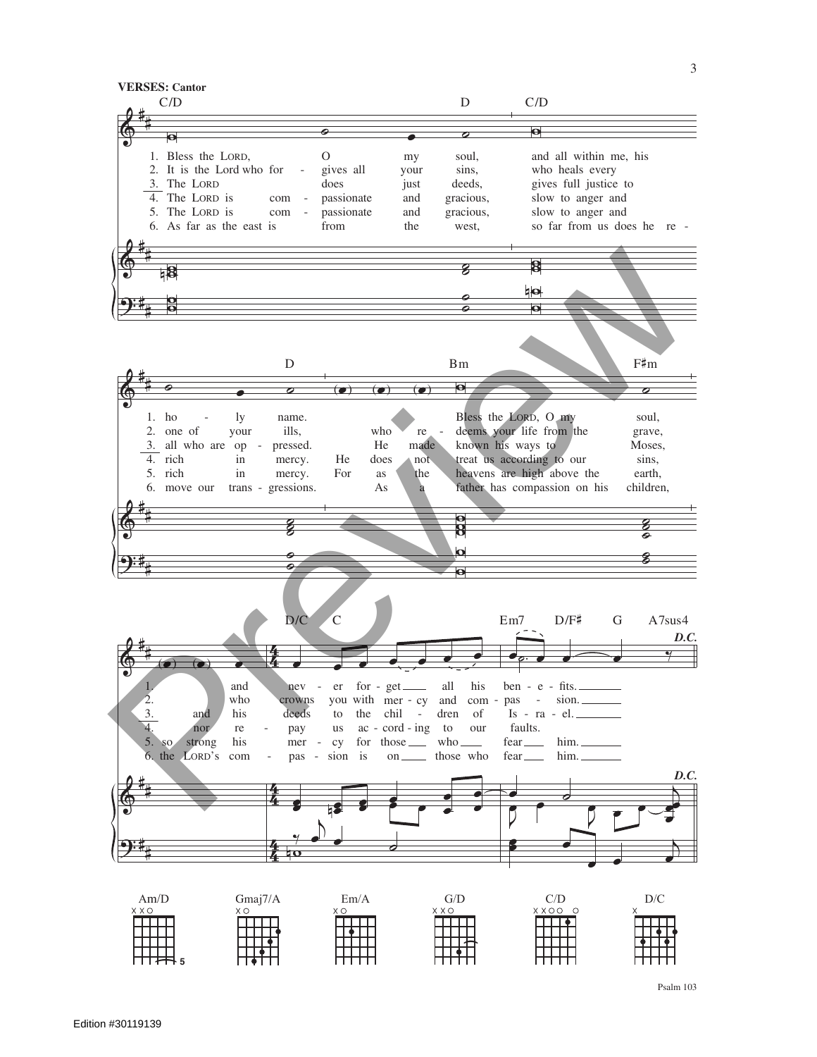**VERSES: Cantor**

C/D　　D　　C/D

1. Bless the LORD, O my soul, and all within me, his
2. It is the Lord who for - gives all your sins, who heals every
3. The LORD does just deeds, gives full justice to
4. The LORD is com - passionate and gracious, slow to anger and
5. The LORD is com - passionate and gracious, slow to anger and
6. As far as the east is from the west, so far from us does he re -

D　　Bm　　F♯m

1. ho - ly name. Bless the LORD, O my soul,
2. one of your ills, who re - deems your life from the grave,
3. all who are op - pressed. He made known his ways to Moses,
4. rich in mercy. He does not treat us according to our sins,
5. rich in mercy. For as the heavens are high above the earth,
6. move our trans - gressions. As a father has compassion on his children,

D/C　C　　Em7　D/F♯　G　A7sus4　*D.C.*

1. and nev - er for - get all his ben - e - fits.
2. who crowns you with mer - cy and com - pas - sion.
3. and his deeds to the chil - dren of Is - ra - el.
4. nor re - pay us ac - cord - ing to our faults.
5. so strong his mer - cy for those who fear him.
6. the LORD's com - pas - sion is on those who fear him.

Am/D　Gmaj7/A　Em/A　G/D　C/D　D/C

Psalm 103

Edition #30119139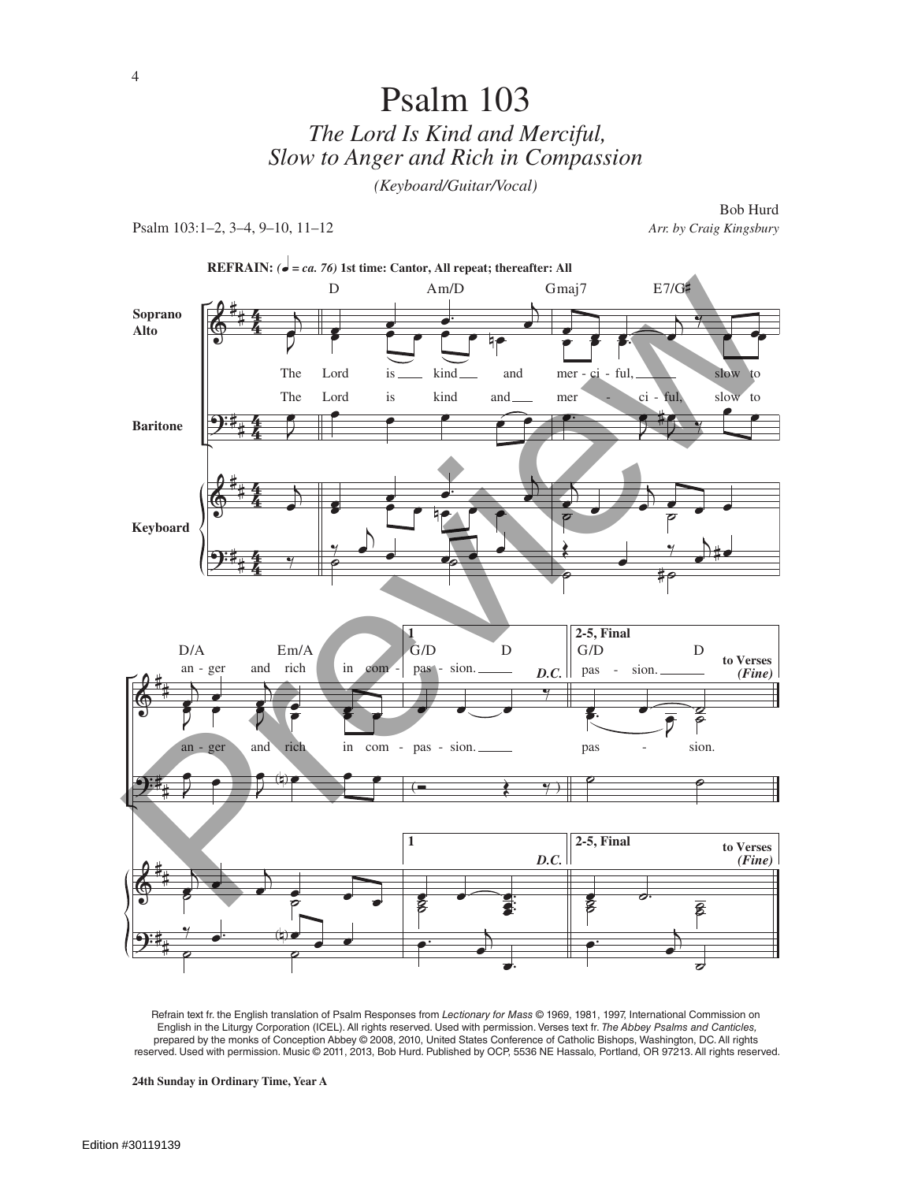# Psalm 103

## *The Lord Is Kind and Merciful, Slow to Anger and Rich in Compassion*

*(Keyboard/Guitar/Vocal)*

Psalm 103:1–2, 3–4, 9–10, 11–12

Bob Hurd
*Arr. by Craig Kingsbury*

Refrain text fr. the English translation of Psalm Responses from *Lectionary for Mass* © 1969, 1981, 1997, International Commission on English in the Liturgy Corporation (ICEL). All rights reserved. Used with permission. Verses text fr. *The Abbey Psalms and Canticles,* prepared by the monks of Conception Abbey © 2008, 2010, United States Conference of Catholic Bishops, Washington, DC. All rights reserved. Used with permission. Music © 2011, 2013, Bob Hurd. Published by OCP, 5536 NE Hassalo, Portland, OR 97213. All rights reserved.

**24th Sunday in Ordinary Time, Year A**

Edition #30119139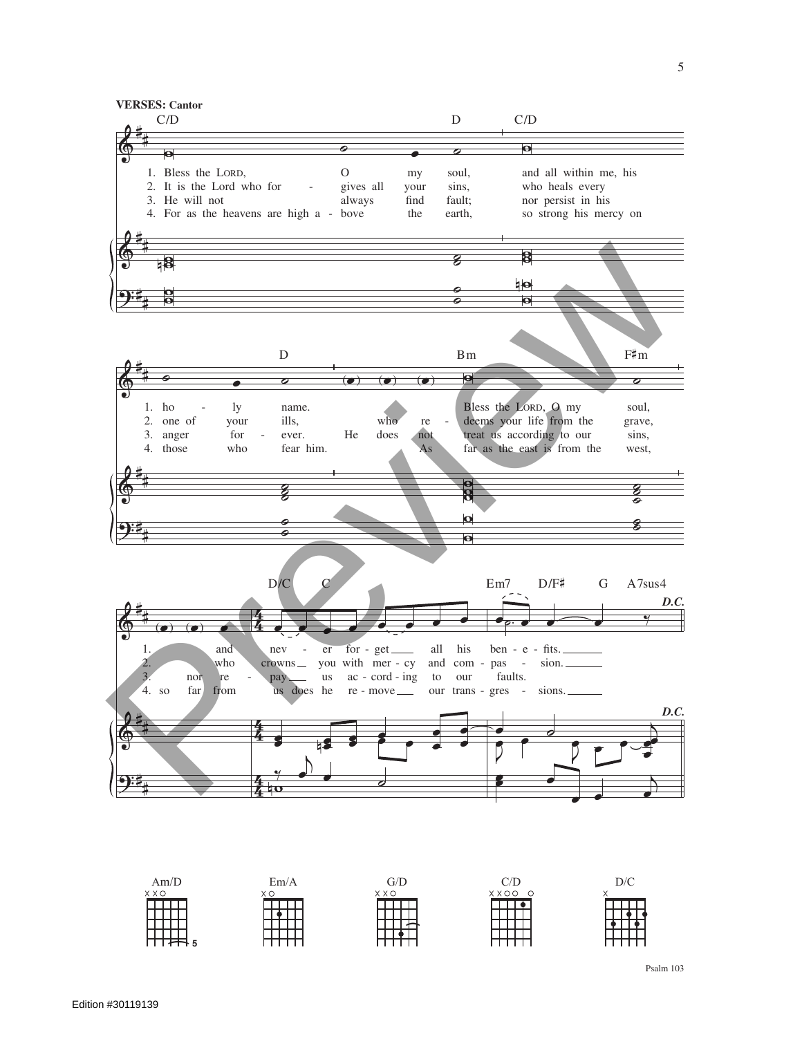**VERSES: Cantor**

C/D — D — C/D

1. Bless the LORD, O my soul, and all within me, his
2. It is the Lord who for - gives all your sins, who heals every
3. He will not always find fault; nor persist in his
4. For as the heavens are high a - bove the earth, so strong his mercy on

D — Bm — F♯m

1. ho - ly name. Bless the LORD, O my soul,
2. one of your ills, who re - deems your life from the grave,
3. anger for - ever. He does not treat us according to our sins,
4. those who fear him. As far as the east is from the west,

D/C — C — Em7 — D/F♯ — G — A7sus4 — *D.C.*

1. and nev - er for - get all his ben - e - fits.
2. who crowns you with mer - cy and com - pas - sion.
3. nor re - pay us ac - cord - ing to our faults.
4. so far from us does he re - move our trans - gres - sions.

Am/D — Em/A — G/D — C/D — D/C

Psalm 103

Edition #30119139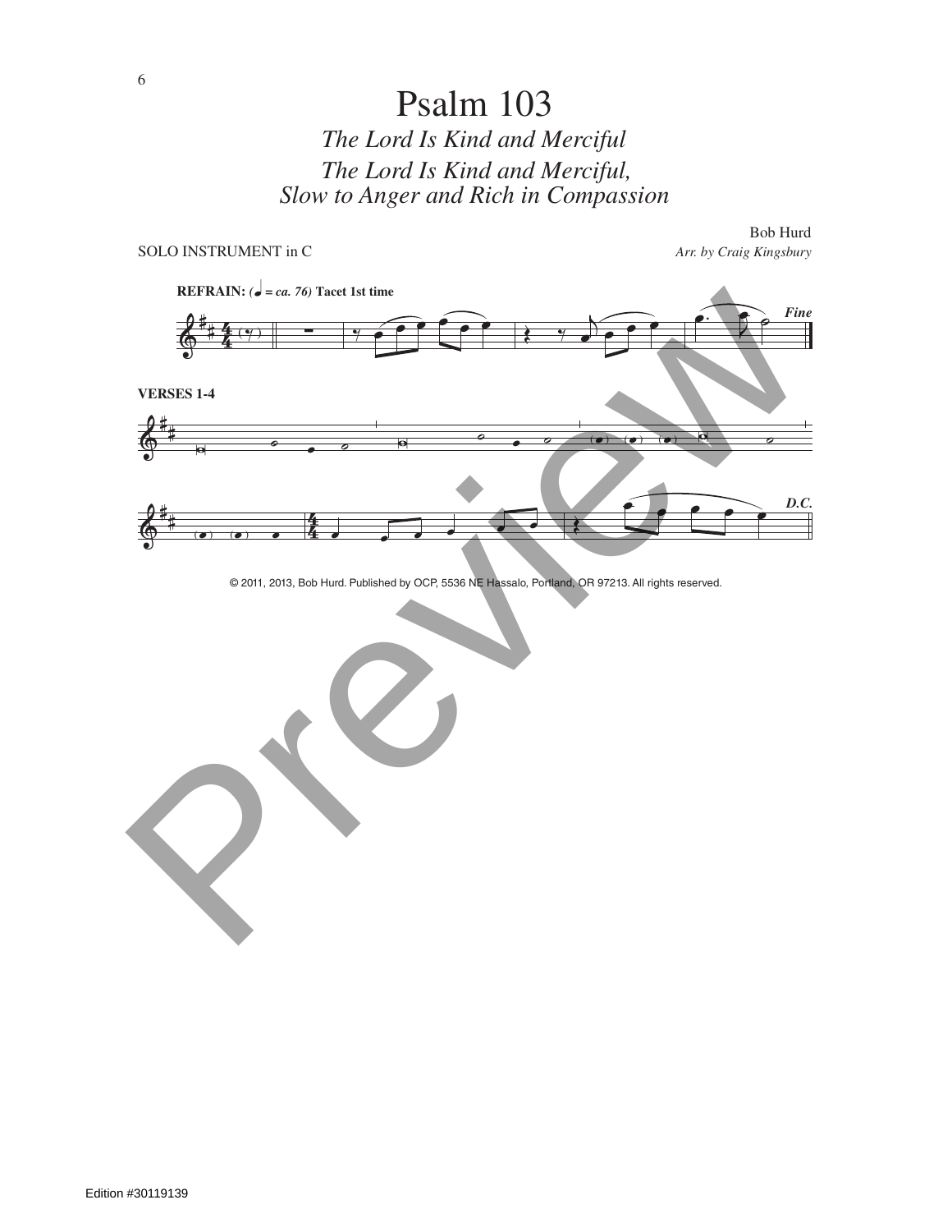# Psalm 103

*The Lord Is Kind and Merciful*

*The Lord Is Kind and Merciful, Slow to Anger and Rich in Compassion*

Bob Hurd

SOLO INSTRUMENT in C

*Arr. by Craig Kingsbury*

**REFRAIN:** *(♩ = ca. 76)* **Tacet 1st time**

***Fine***

**VERSES 1-4**

***D.C.***

© 2011, 2013, Bob Hurd. Published by OCP, 5536 NE Hassalo, Portland, OR 97213. All rights reserved.

Edition #30119139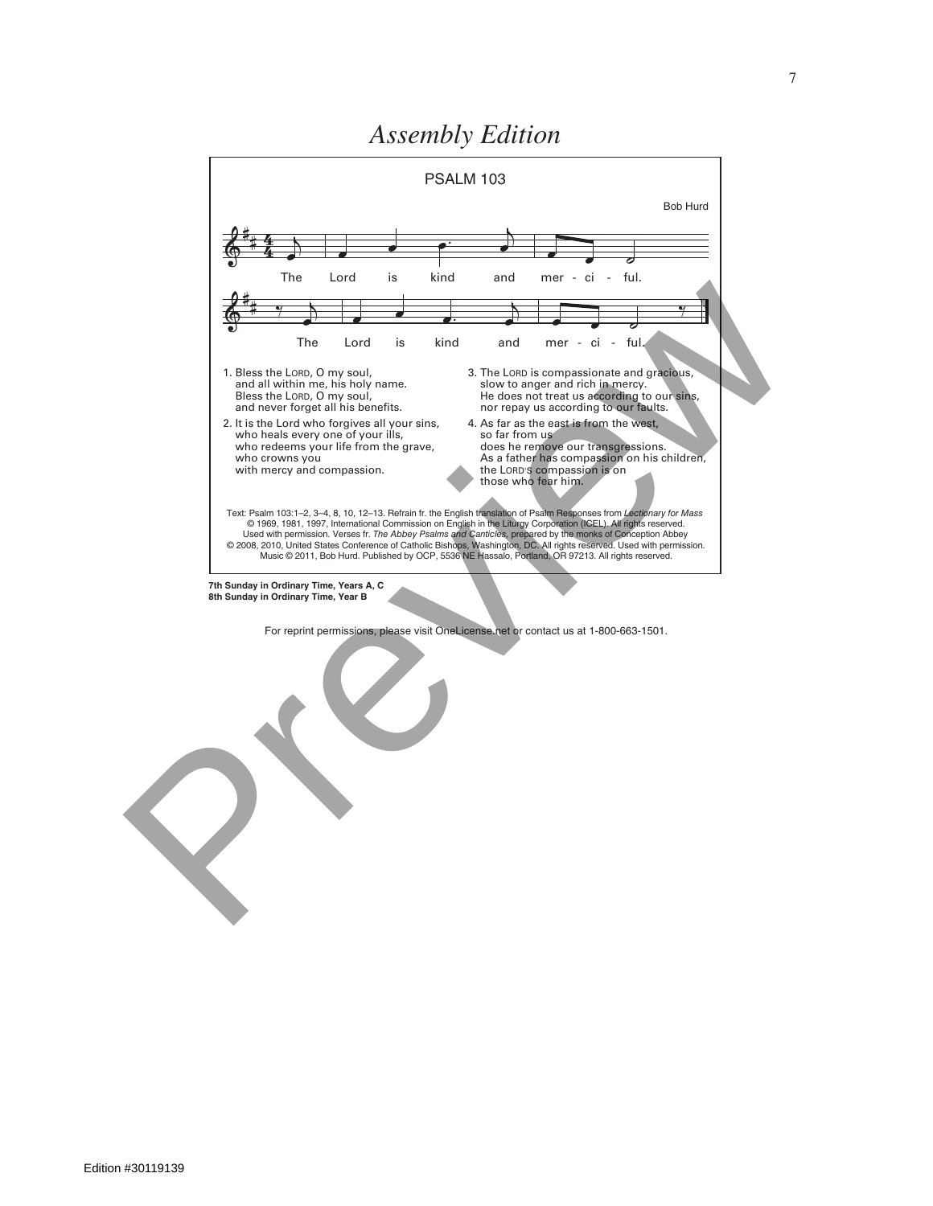*Assembly Edition*

## PSALM 103

Bob Hurd

The Lord is kind and mer - ci - ful.

The Lord is kind and mer - ci - ful.

1. Bless the LORD, O my soul,
   and all within me, his holy name.
   Bless the LORD, O my soul,
   and never forget all his benefits.
2. It is the Lord who forgives all your sins,
   who heals every one of your ills,
   who redeems your life from the grave,
   who crowns you
   with mercy and compassion.
3. The LORD is compassionate and gracious,
   slow to anger and rich in mercy.
   He does not treat us according to our sins,
   nor repay us according to our faults.
4. As far as the east is from the west,
   so far from us
   does he remove our transgressions.
   As a father has compassion on his children,
   the LORD'S compassion is on
   those who fear him.

Text: Psalm 103:1–2, 3–4, 8, 10, 12–13. Refrain fr. the English translation of Psalm Responses from *Lectionary for Mass* © 1969, 1981, 1997, International Commission on English in the Liturgy Corporation (ICEL). All rights reserved. Used with permission. Verses fr. *The Abbey Psalms and Canticles*, prepared by the monks of Conception Abbey © 2008, 2010, United States Conference of Catholic Bishops, Washington, DC. All rights reserved. Used with permission. Music © 2011, Bob Hurd. Published by OCP, 5536 NE Hassalo, Portland, OR 97213. All rights reserved.

**7th Sunday in Ordinary Time, Years A, C**
**8th Sunday in Ordinary Time, Year B**

For reprint permissions, please visit OneLicense.net or contact us at 1-800-663-1501.

Edition #30119139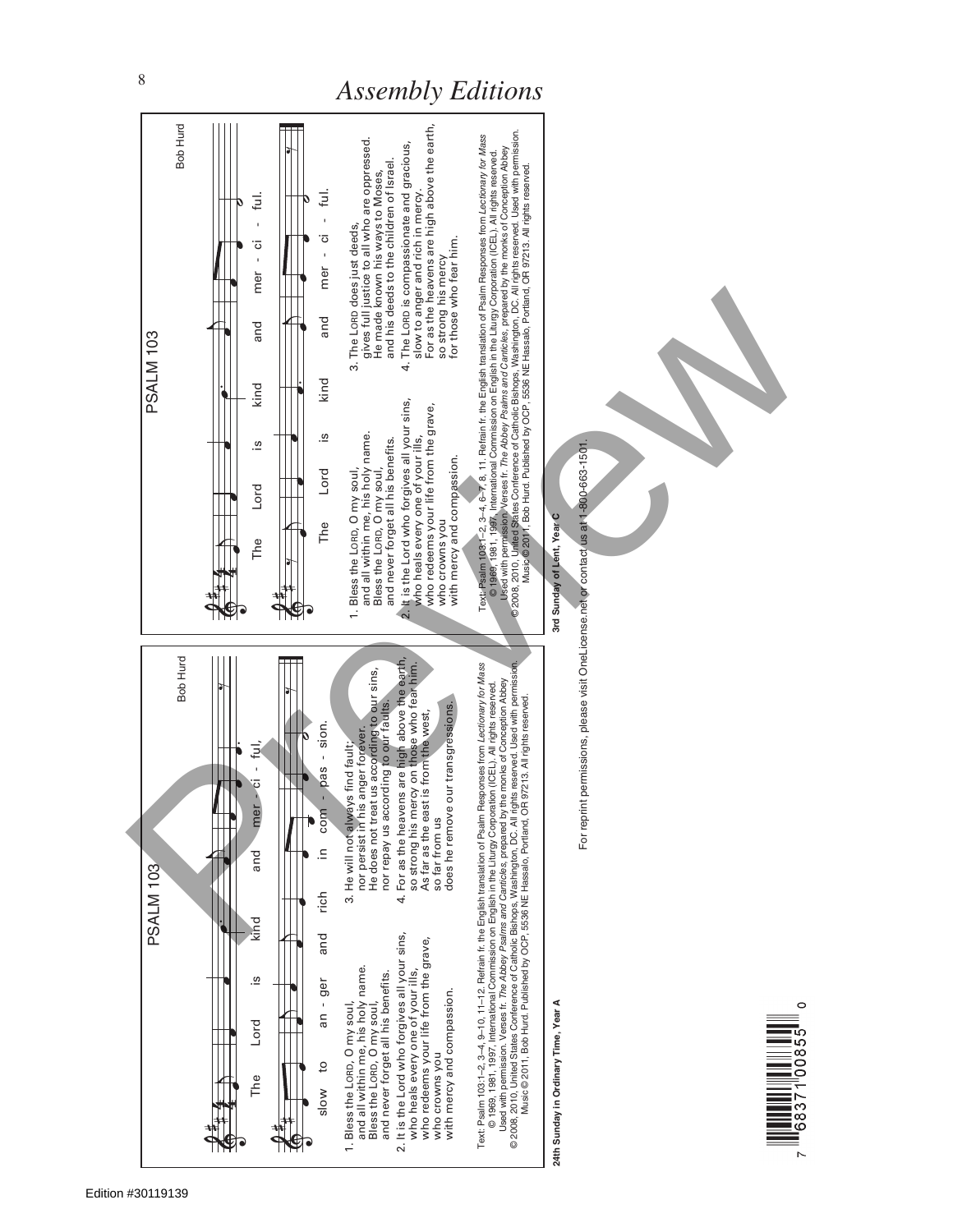# Assembly Editions

## PSALM 103

Bob Hurd

The Lord is kind and rich in mer - ci - ful, slow to an - ger and rich in com - pas - sion.

1. Bless the LORD, O my soul,
and all within me, his holy name.
Bless the LORD, O my soul,
and never forget all his benefits.

2. It is the Lord who forgives all your sins,
who heals every one of your ills,
who redeems your life from the grave,
who crowns you
with mercy and compassion.

3. He will not always find fault;
nor persist in his anger forever.
He does not treat us according to our sins,
nor repay us according to our faults.

4. For as the heavens are high above the earth,
so strong his mercy on those who fear him.
As far as the east is from the west,
so far from us
does he remove our transgressions.

Text: Psalm 103:1–2, 3–4, 9–10, 11–12. Refrain fr. the English translation of Psalm Responses from *Lectionary for Mass* © 1969, 1981, 1997, International Commission on English in the Liturgy Corporation (ICEL). All rights reserved. Used with permission. Verses fr. *The Abbey Psalms and Canticles*, prepared by the monks of Conception Abbey © 2008, 2010, United States Conference of Catholic Bishops, Washington, DC. All rights reserved. Used with permission. Music © 2011, Bob Hurd. Published by OCP, 5536 NE Hassalo, Portland, OR 97213. All rights reserved.

**24th Sunday in Ordinary Time, Year A**

## PSALM 103

Bob Hurd

The Lord is kind and mer - ci - ful. The Lord is kind and mer - ci - ful.

1. Bless the LORD, O my soul,
and all within me, his holy name.
Bless the LORD, O my soul,
and never forget all his benefits.

2. It is the Lord who forgives all your sins,
who heals every one of your ills,
who redeems your life from the grave,
who crowns you
with mercy and compassion.

3. The LORD does just deeds,
gives full justice to all who are oppressed.
He made known his ways to Moses,
and his deeds to the children of Israel.

4. The LORD is compassionate and gracious,
slow to anger and rich in mercy.
For as the heavens are high above the earth,
so strong his mercy
for those who fear him.

Text: Psalm 103:1–2, 3–4, 6–7, 8, 11. Refrain fr. the English translation of Psalm Responses from *Lectionary for Mass* © 1969, 1981, 1997, International Commission on English in the Liturgy Corporation (ICEL). All rights reserved. Used with permission. Verses fr. *The Abbey Psalms and Canticles*, prepared by the monks of Conception Abbey © 2008, 2010, United States Conference of Catholic Bishops, Washington, DC. All rights reserved. Used with permission. Music © 2011, Bob Hurd. Published by OCP, 5536 NE Hassalo, Portland, OR 97213. All rights reserved.

**3rd Sunday of Lent, Year C**

For reprint permissions, please visit OneLicense.net or contact us at 1-800-663-1501.

Edition #30119139

7 68371 00855 0